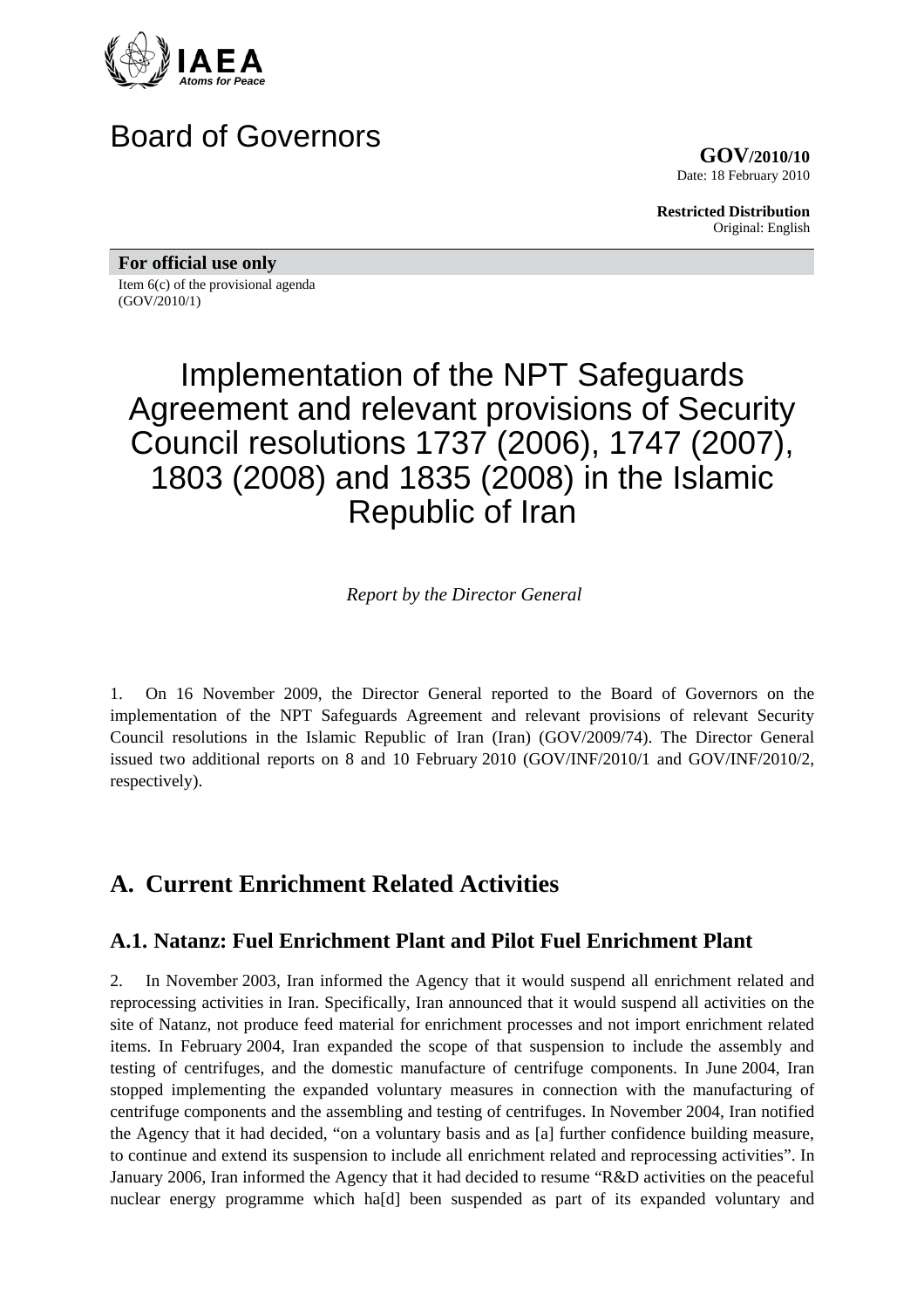IAEA
*Atoms for Peace*

# Board of Governors

**GOV/2010/10**
Date: 18 February 2010

**Restricted Distribution**
Original: English

**For official use only**
Item 6(c) of the provisional agenda
(GOV/2010/1)

# Implementation of the NPT Safeguards Agreement and relevant provisions of Security Council resolutions 1737 (2006), 1747 (2007), 1803 (2008) and 1835 (2008) in the Islamic Republic of Iran

*Report by the Director General*

1. On 16 November 2009, the Director General reported to the Board of Governors on the implementation of the NPT Safeguards Agreement and relevant provisions of relevant Security Council resolutions in the Islamic Republic of Iran (Iran) (GOV/2009/74). The Director General issued two additional reports on 8 and 10 February 2010 (GOV/INF/2010/1 and GOV/INF/2010/2, respectively).

## A. Current Enrichment Related Activities

### A.1. Natanz: Fuel Enrichment Plant and Pilot Fuel Enrichment Plant

2. In November 2003, Iran informed the Agency that it would suspend all enrichment related and reprocessing activities in Iran. Specifically, Iran announced that it would suspend all activities on the site of Natanz, not produce feed material for enrichment processes and not import enrichment related items. In February 2004, Iran expanded the scope of that suspension to include the assembly and testing of centrifuges, and the domestic manufacture of centrifuge components. In June 2004, Iran stopped implementing the expanded voluntary measures in connection with the manufacturing of centrifuge components and the assembling and testing of centrifuges. In November 2004, Iran notified the Agency that it had decided, "on a voluntary basis and as [a] further confidence building measure, to continue and extend its suspension to include all enrichment related and reprocessing activities". In January 2006, Iran informed the Agency that it had decided to resume "R&D activities on the peaceful nuclear energy programme which ha[d] been suspended as part of its expanded voluntary and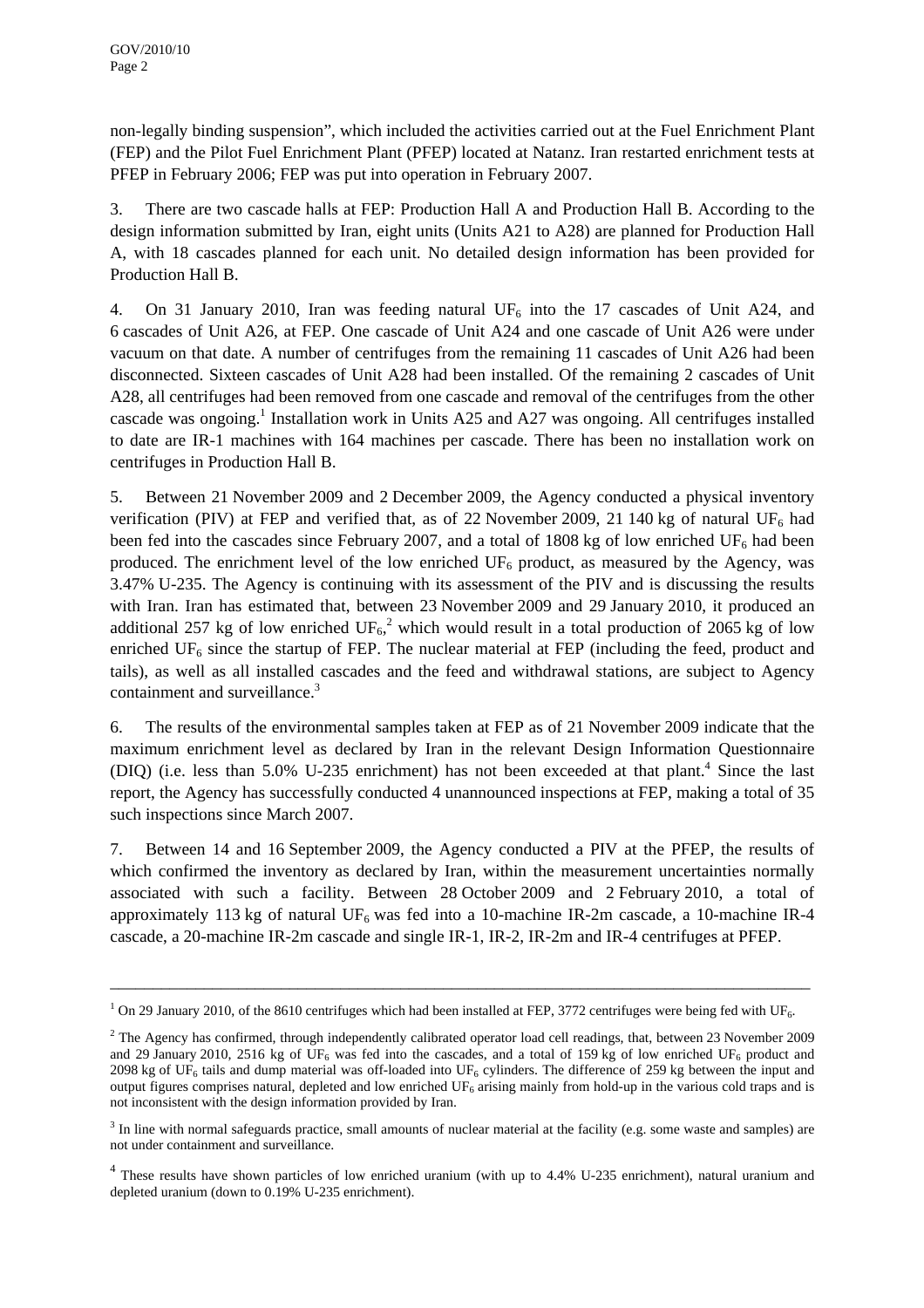non-legally binding suspension", which included the activities carried out at the Fuel Enrichment Plant (FEP) and the Pilot Fuel Enrichment Plant (PFEP) located at Natanz. Iran restarted enrichment tests at PFEP in February 2006; FEP was put into operation in February 2007.

3. There are two cascade halls at FEP: Production Hall A and Production Hall B. According to the design information submitted by Iran, eight units (Units A21 to A28) are planned for Production Hall A, with 18 cascades planned for each unit. No detailed design information has been provided for Production Hall B.

4. On 31 January 2010, Iran was feeding natural $UF_6$ into the 17 cascades of Unit A24, and 6 cascades of Unit A26, at FEP. One cascade of Unit A24 and one cascade of Unit A26 were under vacuum on that date. A number of centrifuges from the remaining 11 cascades of Unit A26 had been disconnected. Sixteen cascades of Unit A28 had been installed. Of the remaining 2 cascades of Unit A28, all centrifuges had been removed from one cascade and removal of the centrifuges from the other cascade was ongoing.[1] Installation work in Units A25 and A27 was ongoing. All centrifuges installed to date are IR-1 machines with 164 machines per cascade. There has been no installation work on centrifuges in Production Hall B.

5. Between 21 November 2009 and 2 December 2009, the Agency conducted a physical inventory verification (PIV) at FEP and verified that, as of 22 November 2009, 21 140 kg of natural $UF_6$ had been fed into the cascades since February 2007, and a total of 1808 kg of low enriched $UF_6$ had been produced. The enrichment level of the low enriched $UF_6$ product, as measured by the Agency, was 3.47% U-235. The Agency is continuing with its assessment of the PIV and is discussing the results with Iran. Iran has estimated that, between 23 November 2009 and 29 January 2010, it produced an additional 257 kg of low enriched $UF_6$,[2] which would result in a total production of 2065 kg of low enriched $UF_6$ since the startup of FEP. The nuclear material at FEP (including the feed, product and tails), as well as all installed cascades and the feed and withdrawal stations, are subject to Agency containment and surveillance.[3]

6. The results of the environmental samples taken at FEP as of 21 November 2009 indicate that the maximum enrichment level as declared by Iran in the relevant Design Information Questionnaire (DIQ) (i.e. less than 5.0% U-235 enrichment) has not been exceeded at that plant.[4] Since the last report, the Agency has successfully conducted 4 unannounced inspections at FEP, making a total of 35 such inspections since March 2007.

7. Between 14 and 16 September 2009, the Agency conducted a PIV at the PFEP, the results of which confirmed the inventory as declared by Iran, within the measurement uncertainties normally associated with such a facility. Between 28 October 2009 and 2 February 2010, a total of approximately 113 kg of natural $UF_6$ was fed into a 10-machine IR-2m cascade, a 10-machine IR-4 cascade, a 20-machine IR-2m cascade and single IR-1, IR-2, IR-2m and IR-4 centrifuges at PFEP.

---

[1] On 29 January 2010, of the 8610 centrifuges which had been installed at FEP, 3772 centrifuges were being fed with $UF_6$.

[2] The Agency has confirmed, through independently calibrated operator load cell readings, that, between 23 November 2009 and 29 January 2010, 2516 kg of $UF_6$ was fed into the cascades, and a total of 159 kg of low enriched $UF_6$ product and 2098 kg of $UF_6$ tails and dump material was off-loaded into $UF_6$ cylinders. The difference of 259 kg between the input and output figures comprises natural, depleted and low enriched $UF_6$ arising mainly from hold-up in the various cold traps and is not inconsistent with the design information provided by Iran.

[3] In line with normal safeguards practice, small amounts of nuclear material at the facility (e.g. some waste and samples) are not under containment and surveillance.

[4] These results have shown particles of low enriched uranium (with up to 4.4% U-235 enrichment), natural uranium and depleted uranium (down to 0.19% U-235 enrichment).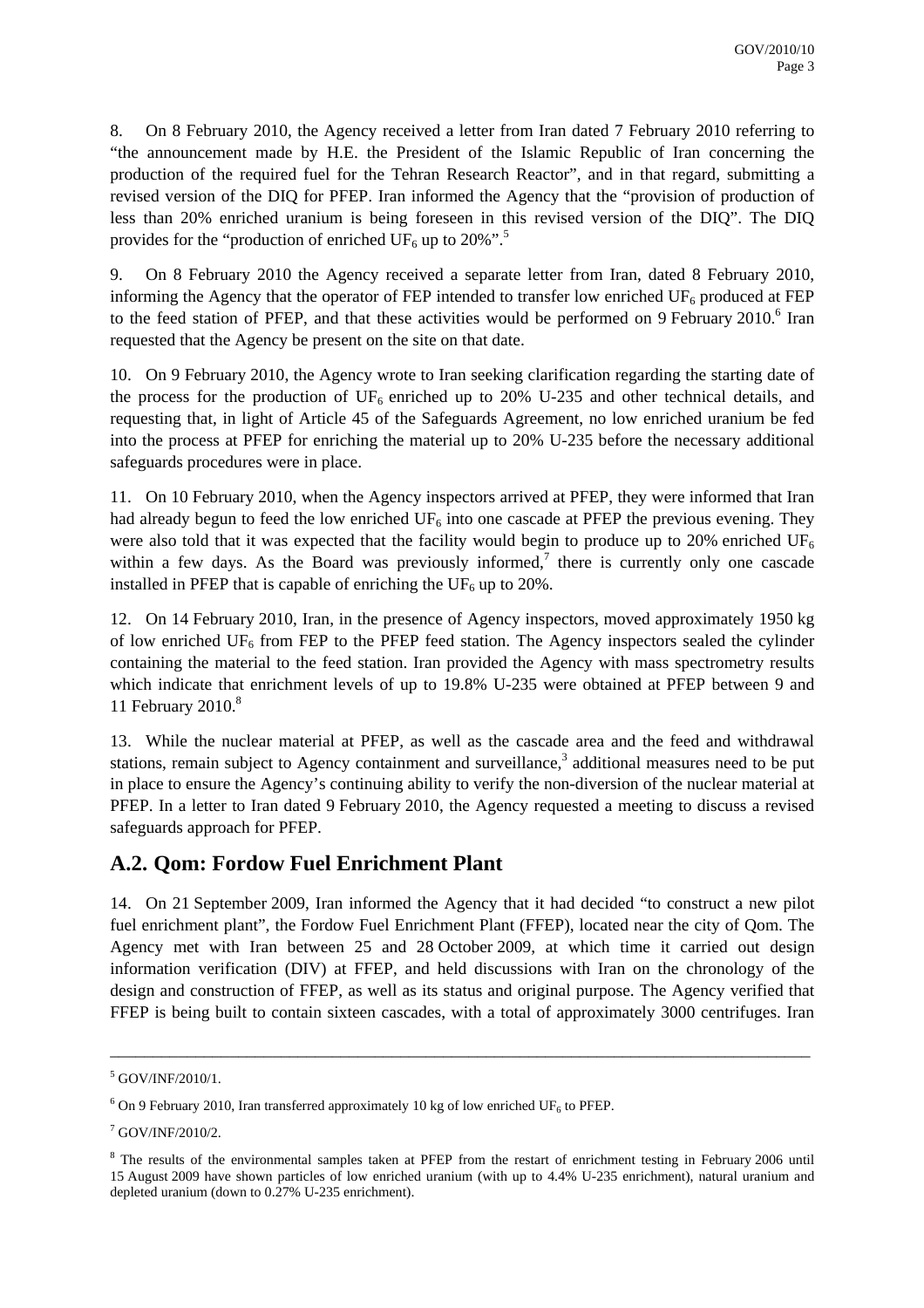8. On 8 February 2010, the Agency received a letter from Iran dated 7 February 2010 referring to "the announcement made by H.E. the President of the Islamic Republic of Iran concerning the production of the required fuel for the Tehran Research Reactor", and in that regard, submitting a revised version of the DIQ for PFEP. Iran informed the Agency that the "provision of production of less than 20% enriched uranium is being foreseen in this revised version of the DIQ". The DIQ provides for the "production of enriched $UF_6$ up to 20%".[5]

9. On 8 February 2010 the Agency received a separate letter from Iran, dated 8 February 2010, informing the Agency that the operator of FEP intended to transfer low enriched $UF_6$ produced at FEP to the feed station of PFEP, and that these activities would be performed on 9 February 2010.[6] Iran requested that the Agency be present on the site on that date.

10. On 9 February 2010, the Agency wrote to Iran seeking clarification regarding the starting date of the process for the production of $UF_6$ enriched up to 20% U-235 and other technical details, and requesting that, in light of Article 45 of the Safeguards Agreement, no low enriched uranium be fed into the process at PFEP for enriching the material up to 20% U-235 before the necessary additional safeguards procedures were in place.

11. On 10 February 2010, when the Agency inspectors arrived at PFEP, they were informed that Iran had already begun to feed the low enriched $UF_6$ into one cascade at PFEP the previous evening. They were also told that it was expected that the facility would begin to produce up to 20% enriched $UF_6$ within a few days. As the Board was previously informed,[7] there is currently only one cascade installed in PFEP that is capable of enriching the $UF_6$ up to 20%.

12. On 14 February 2010, Iran, in the presence of Agency inspectors, moved approximately 1950 kg of low enriched $UF_6$ from FEP to the PFEP feed station. The Agency inspectors sealed the cylinder containing the material to the feed station. Iran provided the Agency with mass spectrometry results which indicate that enrichment levels of up to 19.8% U-235 were obtained at PFEP between 9 and 11 February 2010.[8]

13. While the nuclear material at PFEP, as well as the cascade area and the feed and withdrawal stations, remain subject to Agency containment and surveillance,[3] additional measures need to be put in place to ensure the Agency's continuing ability to verify the non-diversion of the nuclear material at PFEP. In a letter to Iran dated 9 February 2010, the Agency requested a meeting to discuss a revised safeguards approach for PFEP.

## A.2. Qom: Fordow Fuel Enrichment Plant

14. On 21 September 2009, Iran informed the Agency that it had decided "to construct a new pilot fuel enrichment plant", the Fordow Fuel Enrichment Plant (FFEP), located near the city of Qom. The Agency met with Iran between 25 and 28 October 2009, at which time it carried out design information verification (DIV) at FFEP, and held discussions with Iran on the chronology of the design and construction of FFEP, as well as its status and original purpose. The Agency verified that FFEP is being built to contain sixteen cascades, with a total of approximately 3000 centrifuges. Iran

---

[5] GOV/INF/2010/1.

[6] On 9 February 2010, Iran transferred approximately 10 kg of low enriched $UF_6$ to PFEP.

[7] GOV/INF/2010/2.

[8] The results of the environmental samples taken at PFEP from the restart of enrichment testing in February 2006 until 15 August 2009 have shown particles of low enriched uranium (with up to 4.4% U-235 enrichment), natural uranium and depleted uranium (down to 0.27% U-235 enrichment).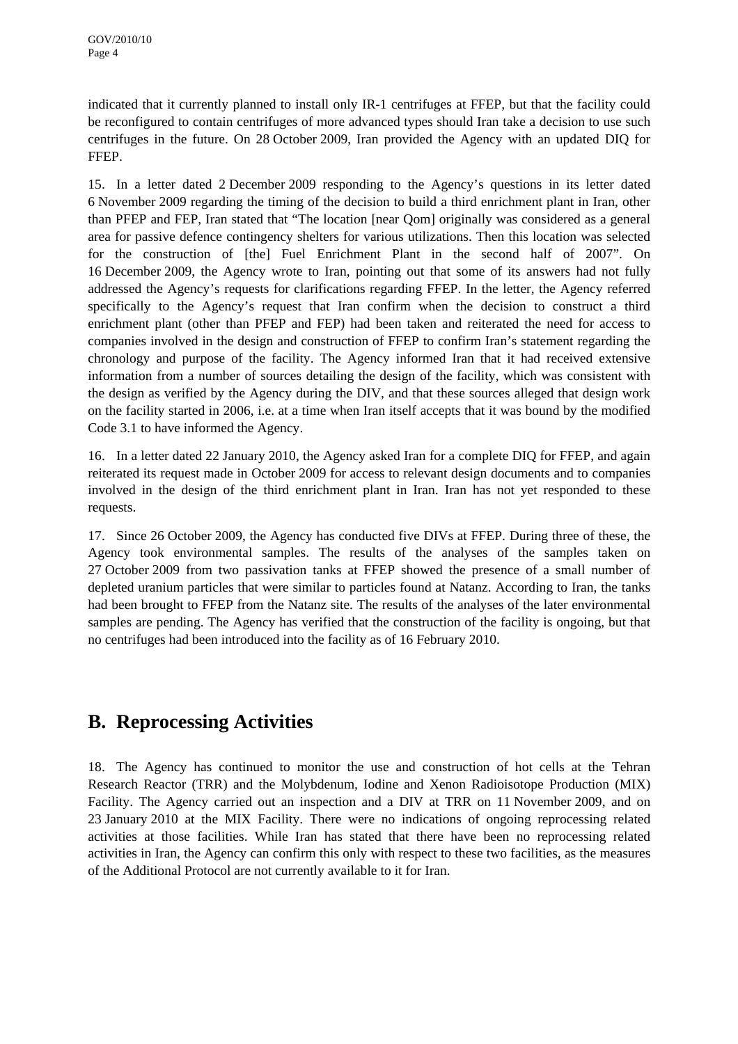indicated that it currently planned to install only IR-1 centrifuges at FFEP, but that the facility could be reconfigured to contain centrifuges of more advanced types should Iran take a decision to use such centrifuges in the future. On 28 October 2009, Iran provided the Agency with an updated DIQ for FFEP.

15. In a letter dated 2 December 2009 responding to the Agency's questions in its letter dated 6 November 2009 regarding the timing of the decision to build a third enrichment plant in Iran, other than PFEP and FEP, Iran stated that "The location [near Qom] originally was considered as a general area for passive defence contingency shelters for various utilizations. Then this location was selected for the construction of [the] Fuel Enrichment Plant in the second half of 2007". On 16 December 2009, the Agency wrote to Iran, pointing out that some of its answers had not fully addressed the Agency's requests for clarifications regarding FFEP. In the letter, the Agency referred specifically to the Agency's request that Iran confirm when the decision to construct a third enrichment plant (other than PFEP and FEP) had been taken and reiterated the need for access to companies involved in the design and construction of FFEP to confirm Iran's statement regarding the chronology and purpose of the facility. The Agency informed Iran that it had received extensive information from a number of sources detailing the design of the facility, which was consistent with the design as verified by the Agency during the DIV, and that these sources alleged that design work on the facility started in 2006, i.e. at a time when Iran itself accepts that it was bound by the modified Code 3.1 to have informed the Agency.

16. In a letter dated 22 January 2010, the Agency asked Iran for a complete DIQ for FFEP, and again reiterated its request made in October 2009 for access to relevant design documents and to companies involved in the design of the third enrichment plant in Iran. Iran has not yet responded to these requests.

17. Since 26 October 2009, the Agency has conducted five DIVs at FFEP. During three of these, the Agency took environmental samples. The results of the analyses of the samples taken on 27 October 2009 from two passivation tanks at FFEP showed the presence of a small number of depleted uranium particles that were similar to particles found at Natanz. According to Iran, the tanks had been brought to FFEP from the Natanz site. The results of the analyses of the later environmental samples are pending. The Agency has verified that the construction of the facility is ongoing, but that no centrifuges had been introduced into the facility as of 16 February 2010.

## B. Reprocessing Activities

18. The Agency has continued to monitor the use and construction of hot cells at the Tehran Research Reactor (TRR) and the Molybdenum, Iodine and Xenon Radioisotope Production (MIX) Facility. The Agency carried out an inspection and a DIV at TRR on 11 November 2009, and on 23 January 2010 at the MIX Facility. There were no indications of ongoing reprocessing related activities at those facilities. While Iran has stated that there have been no reprocessing related activities in Iran, the Agency can confirm this only with respect to these two facilities, as the measures of the Additional Protocol are not currently available to it for Iran.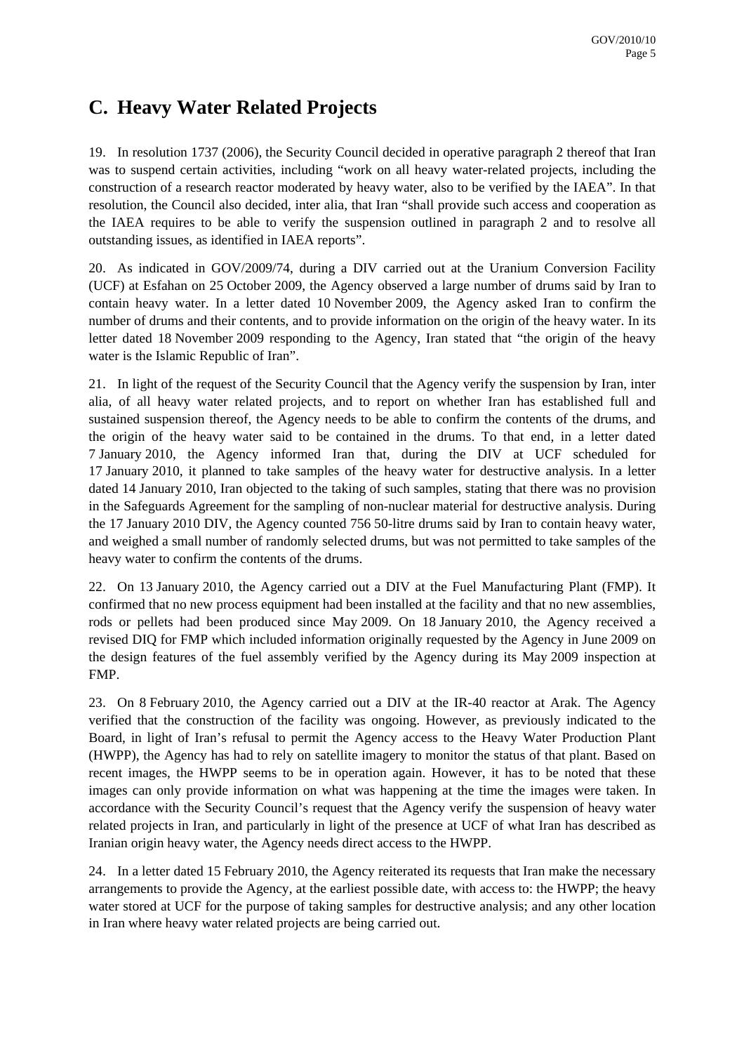# C. Heavy Water Related Projects

19. In resolution 1737 (2006), the Security Council decided in operative paragraph 2 thereof that Iran was to suspend certain activities, including "work on all heavy water-related projects, including the construction of a research reactor moderated by heavy water, also to be verified by the IAEA". In that resolution, the Council also decided, inter alia, that Iran "shall provide such access and cooperation as the IAEA requires to be able to verify the suspension outlined in paragraph 2 and to resolve all outstanding issues, as identified in IAEA reports".

20. As indicated in GOV/2009/74, during a DIV carried out at the Uranium Conversion Facility (UCF) at Esfahan on 25 October 2009, the Agency observed a large number of drums said by Iran to contain heavy water. In a letter dated 10 November 2009, the Agency asked Iran to confirm the number of drums and their contents, and to provide information on the origin of the heavy water. In its letter dated 18 November 2009 responding to the Agency, Iran stated that "the origin of the heavy water is the Islamic Republic of Iran".

21. In light of the request of the Security Council that the Agency verify the suspension by Iran, inter alia, of all heavy water related projects, and to report on whether Iran has established full and sustained suspension thereof, the Agency needs to be able to confirm the contents of the drums, and the origin of the heavy water said to be contained in the drums. To that end, in a letter dated 7 January 2010, the Agency informed Iran that, during the DIV at UCF scheduled for 17 January 2010, it planned to take samples of the heavy water for destructive analysis. In a letter dated 14 January 2010, Iran objected to the taking of such samples, stating that there was no provision in the Safeguards Agreement for the sampling of non-nuclear material for destructive analysis. During the 17 January 2010 DIV, the Agency counted 756 50-litre drums said by Iran to contain heavy water, and weighed a small number of randomly selected drums, but was not permitted to take samples of the heavy water to confirm the contents of the drums.

22. On 13 January 2010, the Agency carried out a DIV at the Fuel Manufacturing Plant (FMP). It confirmed that no new process equipment had been installed at the facility and that no new assemblies, rods or pellets had been produced since May 2009. On 18 January 2010, the Agency received a revised DIQ for FMP which included information originally requested by the Agency in June 2009 on the design features of the fuel assembly verified by the Agency during its May 2009 inspection at FMP.

23. On 8 February 2010, the Agency carried out a DIV at the IR-40 reactor at Arak. The Agency verified that the construction of the facility was ongoing. However, as previously indicated to the Board, in light of Iran's refusal to permit the Agency access to the Heavy Water Production Plant (HWPP), the Agency has had to rely on satellite imagery to monitor the status of that plant. Based on recent images, the HWPP seems to be in operation again. However, it has to be noted that these images can only provide information on what was happening at the time the images were taken. In accordance with the Security Council's request that the Agency verify the suspension of heavy water related projects in Iran, and particularly in light of the presence at UCF of what Iran has described as Iranian origin heavy water, the Agency needs direct access to the HWPP.

24. In a letter dated 15 February 2010, the Agency reiterated its requests that Iran make the necessary arrangements to provide the Agency, at the earliest possible date, with access to: the HWPP; the heavy water stored at UCF for the purpose of taking samples for destructive analysis; and any other location in Iran where heavy water related projects are being carried out.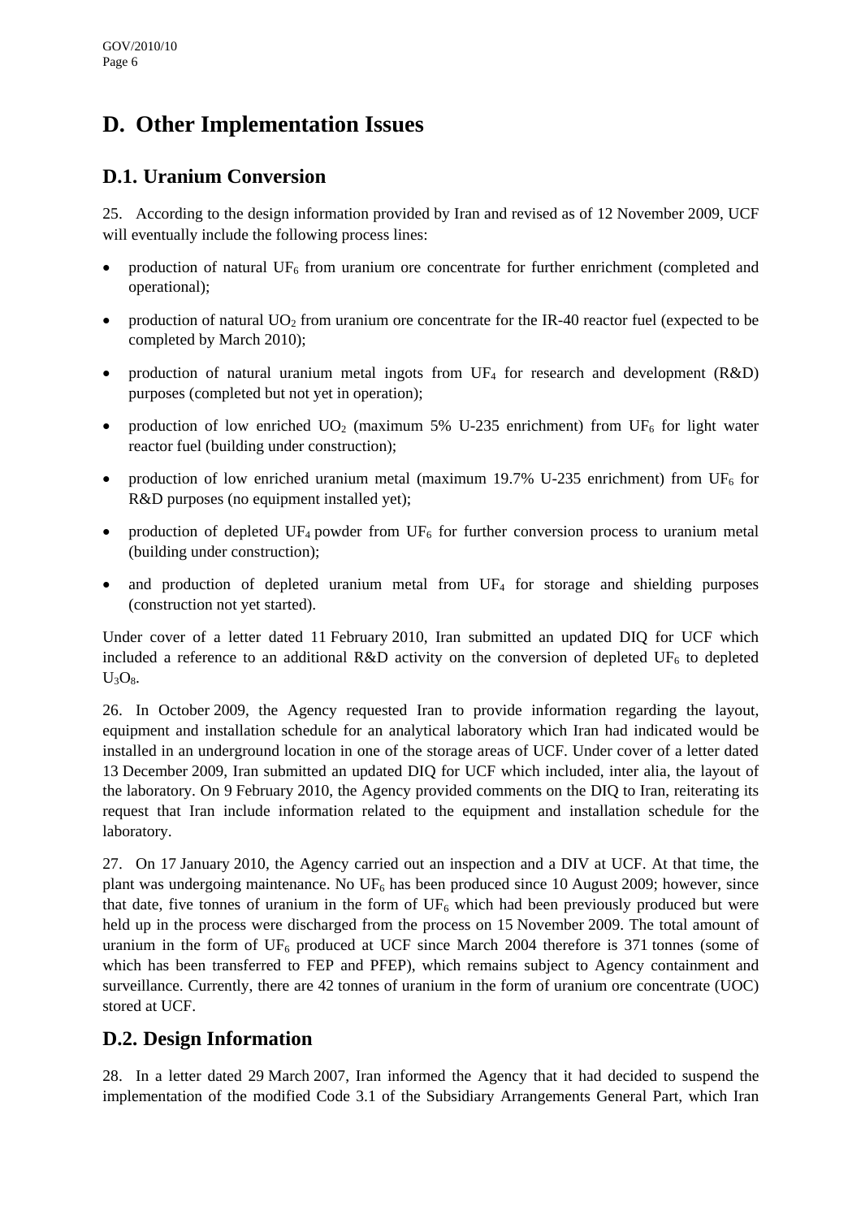# D. Other Implementation Issues

## D.1. Uranium Conversion

25. According to the design information provided by Iran and revised as of 12 November 2009, UCF will eventually include the following process lines:

- production of natural $UF_6$ from uranium ore concentrate for further enrichment (completed and operational);
- production of natural $UO_2$ from uranium ore concentrate for the IR-40 reactor fuel (expected to be completed by March 2010);
- production of natural uranium metal ingots from $UF_4$ for research and development (R&D) purposes (completed but not yet in operation);
- production of low enriched $UO_2$ (maximum 5% U-235 enrichment) from $UF_6$ for light water reactor fuel (building under construction);
- production of low enriched uranium metal (maximum 19.7% U-235 enrichment) from $UF_6$ for R&D purposes (no equipment installed yet);
- production of depleted $UF_4$ powder from $UF_6$ for further conversion process to uranium metal (building under construction);
- and production of depleted uranium metal from $UF_4$ for storage and shielding purposes (construction not yet started).

Under cover of a letter dated 11 February 2010, Iran submitted an updated DIQ for UCF which included a reference to an additional R&D activity on the conversion of depleted $UF_6$ to depleted $U_3O_8$.

26. In October 2009, the Agency requested Iran to provide information regarding the layout, equipment and installation schedule for an analytical laboratory which Iran had indicated would be installed in an underground location in one of the storage areas of UCF. Under cover of a letter dated 13 December 2009, Iran submitted an updated DIQ for UCF which included, inter alia, the layout of the laboratory. On 9 February 2010, the Agency provided comments on the DIQ to Iran, reiterating its request that Iran include information related to the equipment and installation schedule for the laboratory.

27. On 17 January 2010, the Agency carried out an inspection and a DIV at UCF. At that time, the plant was undergoing maintenance. No $UF_6$ has been produced since 10 August 2009; however, since that date, five tonnes of uranium in the form of $UF_6$ which had been previously produced but were held up in the process were discharged from the process on 15 November 2009. The total amount of uranium in the form of $UF_6$ produced at UCF since March 2004 therefore is 371 tonnes (some of which has been transferred to FEP and PFEP), which remains subject to Agency containment and surveillance. Currently, there are 42 tonnes of uranium in the form of uranium ore concentrate (UOC) stored at UCF.

## D.2. Design Information

28. In a letter dated 29 March 2007, Iran informed the Agency that it had decided to suspend the implementation of the modified Code 3.1 of the Subsidiary Arrangements General Part, which Iran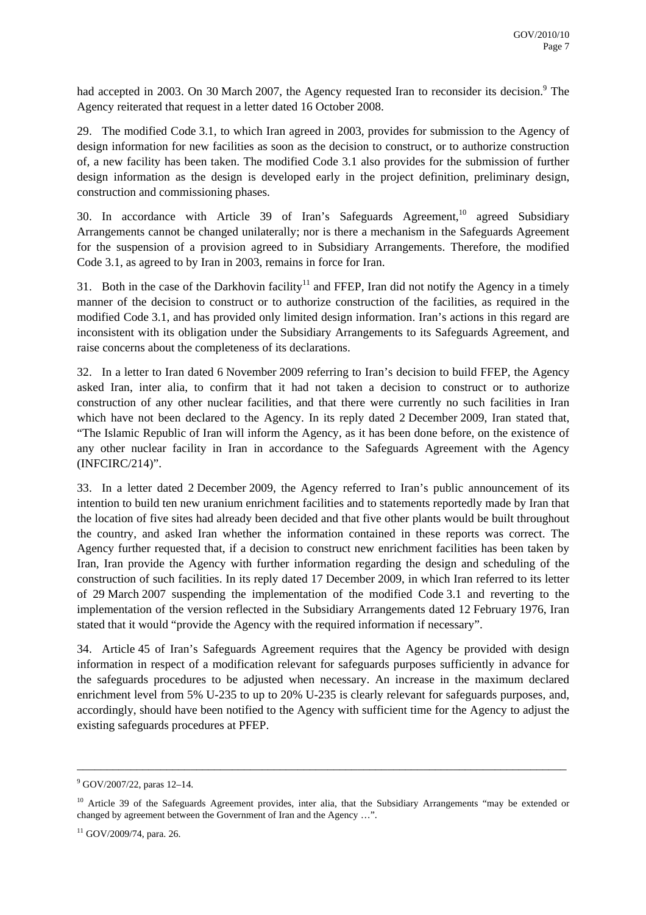had accepted in 2003. On 30 March 2007, the Agency requested Iran to reconsider its decision.[9] The Agency reiterated that request in a letter dated 16 October 2008.

29. The modified Code 3.1, to which Iran agreed in 2003, provides for submission to the Agency of design information for new facilities as soon as the decision to construct, or to authorize construction of, a new facility has been taken. The modified Code 3.1 also provides for the submission of further design information as the design is developed early in the project definition, preliminary design, construction and commissioning phases.

30. In accordance with Article 39 of Iran's Safeguards Agreement,[10] agreed Subsidiary Arrangements cannot be changed unilaterally; nor is there a mechanism in the Safeguards Agreement for the suspension of a provision agreed to in Subsidiary Arrangements. Therefore, the modified Code 3.1, as agreed to by Iran in 2003, remains in force for Iran.

31. Both in the case of the Darkhovin facility[11] and FFEP, Iran did not notify the Agency in a timely manner of the decision to construct or to authorize construction of the facilities, as required in the modified Code 3.1, and has provided only limited design information. Iran's actions in this regard are inconsistent with its obligation under the Subsidiary Arrangements to its Safeguards Agreement, and raise concerns about the completeness of its declarations.

32. In a letter to Iran dated 6 November 2009 referring to Iran's decision to build FFEP, the Agency asked Iran, inter alia, to confirm that it had not taken a decision to construct or to authorize construction of any other nuclear facilities, and that there were currently no such facilities in Iran which have not been declared to the Agency. In its reply dated 2 December 2009, Iran stated that, "The Islamic Republic of Iran will inform the Agency, as it has been done before, on the existence of any other nuclear facility in Iran in accordance to the Safeguards Agreement with the Agency (INFCIRC/214)".

33. In a letter dated 2 December 2009, the Agency referred to Iran's public announcement of its intention to build ten new uranium enrichment facilities and to statements reportedly made by Iran that the location of five sites had already been decided and that five other plants would be built throughout the country, and asked Iran whether the information contained in these reports was correct. The Agency further requested that, if a decision to construct new enrichment facilities has been taken by Iran, Iran provide the Agency with further information regarding the design and scheduling of the construction of such facilities. In its reply dated 17 December 2009, in which Iran referred to its letter of 29 March 2007 suspending the implementation of the modified Code 3.1 and reverting to the implementation of the version reflected in the Subsidiary Arrangements dated 12 February 1976, Iran stated that it would "provide the Agency with the required information if necessary".

34. Article 45 of Iran's Safeguards Agreement requires that the Agency be provided with design information in respect of a modification relevant for safeguards purposes sufficiently in advance for the safeguards procedures to be adjusted when necessary. An increase in the maximum declared enrichment level from 5% U-235 to up to 20% U-235 is clearly relevant for safeguards purposes, and, accordingly, should have been notified to the Agency with sufficient time for the Agency to adjust the existing safeguards procedures at PFEP.

---

[9] GOV/2007/22, paras 12–14.

[10] Article 39 of the Safeguards Agreement provides, inter alia, that the Subsidiary Arrangements "may be extended or changed by agreement between the Government of Iran and the Agency …".

[11] GOV/2009/74, para. 26.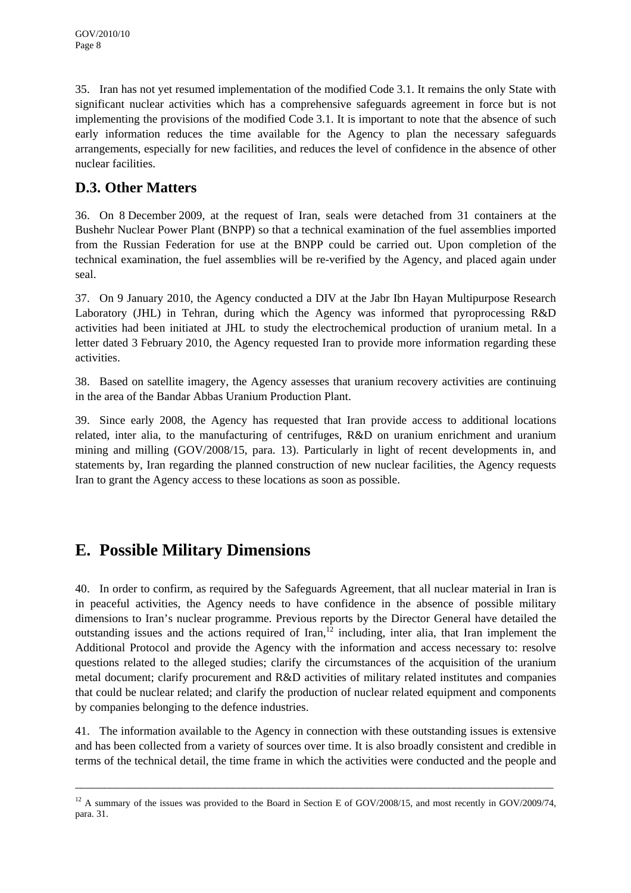35. Iran has not yet resumed implementation of the modified Code 3.1. It remains the only State with significant nuclear activities which has a comprehensive safeguards agreement in force but is not implementing the provisions of the modified Code 3.1. It is important to note that the absence of such early information reduces the time available for the Agency to plan the necessary safeguards arrangements, especially for new facilities, and reduces the level of confidence in the absence of other nuclear facilities.

## D.3. Other Matters

36. On 8 December 2009, at the request of Iran, seals were detached from 31 containers at the Bushehr Nuclear Power Plant (BNPP) so that a technical examination of the fuel assemblies imported from the Russian Federation for use at the BNPP could be carried out. Upon completion of the technical examination, the fuel assemblies will be re-verified by the Agency, and placed again under seal.

37. On 9 January 2010, the Agency conducted a DIV at the Jabr Ibn Hayan Multipurpose Research Laboratory (JHL) in Tehran, during which the Agency was informed that pyroprocessing R&D activities had been initiated at JHL to study the electrochemical production of uranium metal. In a letter dated 3 February 2010, the Agency requested Iran to provide more information regarding these activities.

38. Based on satellite imagery, the Agency assesses that uranium recovery activities are continuing in the area of the Bandar Abbas Uranium Production Plant.

39. Since early 2008, the Agency has requested that Iran provide access to additional locations related, inter alia, to the manufacturing of centrifuges, R&D on uranium enrichment and uranium mining and milling (GOV/2008/15, para. 13). Particularly in light of recent developments in, and statements by, Iran regarding the planned construction of new nuclear facilities, the Agency requests Iran to grant the Agency access to these locations as soon as possible.

# E. Possible Military Dimensions

40. In order to confirm, as required by the Safeguards Agreement, that all nuclear material in Iran is in peaceful activities, the Agency needs to have confidence in the absence of possible military dimensions to Iran's nuclear programme. Previous reports by the Director General have detailed the outstanding issues and the actions required of Iran,[12] including, inter alia, that Iran implement the Additional Protocol and provide the Agency with the information and access necessary to: resolve questions related to the alleged studies; clarify the circumstances of the acquisition of the uranium metal document; clarify procurement and R&D activities of military related institutes and companies that could be nuclear related; and clarify the production of nuclear related equipment and components by companies belonging to the defence industries.

41. The information available to the Agency in connection with these outstanding issues is extensive and has been collected from a variety of sources over time. It is also broadly consistent and credible in terms of the technical detail, the time frame in which the activities were conducted and the people and

---

[12] A summary of the issues was provided to the Board in Section E of GOV/2008/15, and most recently in GOV/2009/74, para. 31.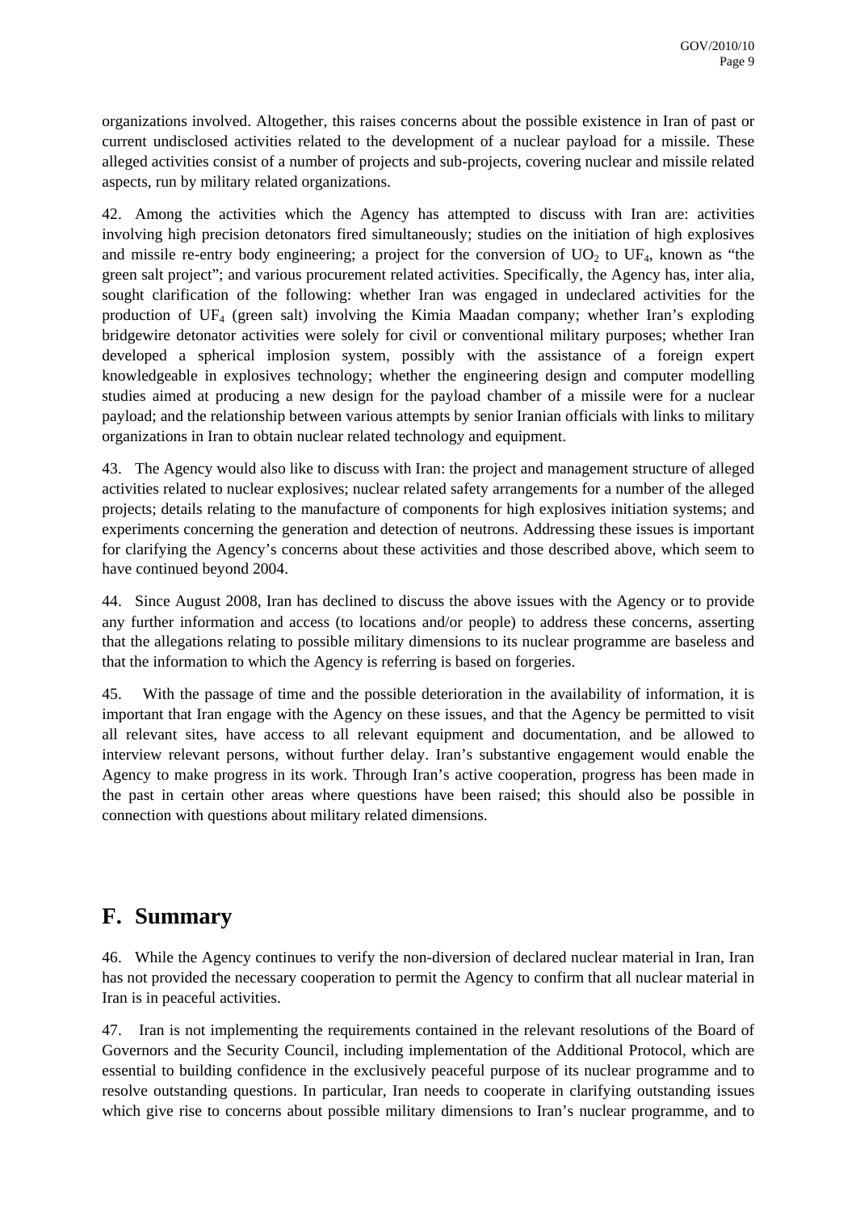organizations involved. Altogether, this raises concerns about the possible existence in Iran of past or current undisclosed activities related to the development of a nuclear payload for a missile. These alleged activities consist of a number of projects and sub-projects, covering nuclear and missile related aspects, run by military related organizations.

42. Among the activities which the Agency has attempted to discuss with Iran are: activities involving high precision detonators fired simultaneously; studies on the initiation of high explosives and missile re-entry body engineering; a project for the conversion of $UO_2$ to $UF_4$, known as "the green salt project"; and various procurement related activities. Specifically, the Agency has, inter alia, sought clarification of the following: whether Iran was engaged in undeclared activities for the production of $UF_4$ (green salt) involving the Kimia Maadan company; whether Iran's exploding bridgewire detonator activities were solely for civil or conventional military purposes; whether Iran developed a spherical implosion system, possibly with the assistance of a foreign expert knowledgeable in explosives technology; whether the engineering design and computer modelling studies aimed at producing a new design for the payload chamber of a missile were for a nuclear payload; and the relationship between various attempts by senior Iranian officials with links to military organizations in Iran to obtain nuclear related technology and equipment.

43. The Agency would also like to discuss with Iran: the project and management structure of alleged activities related to nuclear explosives; nuclear related safety arrangements for a number of the alleged projects; details relating to the manufacture of components for high explosives initiation systems; and experiments concerning the generation and detection of neutrons. Addressing these issues is important for clarifying the Agency's concerns about these activities and those described above, which seem to have continued beyond 2004.

44. Since August 2008, Iran has declined to discuss the above issues with the Agency or to provide any further information and access (to locations and/or people) to address these concerns, asserting that the allegations relating to possible military dimensions to its nuclear programme are baseless and that the information to which the Agency is referring is based on forgeries.

45. With the passage of time and the possible deterioration in the availability of information, it is important that Iran engage with the Agency on these issues, and that the Agency be permitted to visit all relevant sites, have access to all relevant equipment and documentation, and be allowed to interview relevant persons, without further delay. Iran's substantive engagement would enable the Agency to make progress in its work. Through Iran's active cooperation, progress has been made in the past in certain other areas where questions have been raised; this should also be possible in connection with questions about military related dimensions.

## F. Summary

46. While the Agency continues to verify the non-diversion of declared nuclear material in Iran, Iran has not provided the necessary cooperation to permit the Agency to confirm that all nuclear material in Iran is in peaceful activities.

47. Iran is not implementing the requirements contained in the relevant resolutions of the Board of Governors and the Security Council, including implementation of the Additional Protocol, which are essential to building confidence in the exclusively peaceful purpose of its nuclear programme and to resolve outstanding questions. In particular, Iran needs to cooperate in clarifying outstanding issues which give rise to concerns about possible military dimensions to Iran's nuclear programme, and to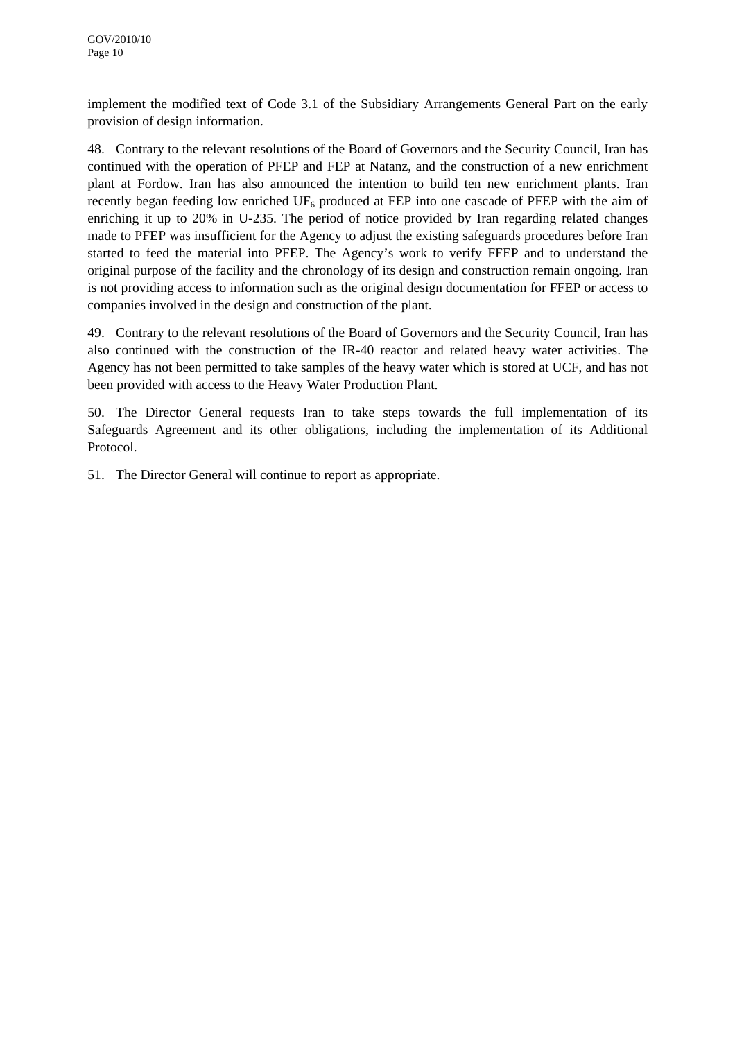implement the modified text of Code 3.1 of the Subsidiary Arrangements General Part on the early provision of design information.

48. Contrary to the relevant resolutions of the Board of Governors and the Security Council, Iran has continued with the operation of PFEP and FEP at Natanz, and the construction of a new enrichment plant at Fordow. Iran has also announced the intention to build ten new enrichment plants. Iran recently began feeding low enriched $UF_6$ produced at FEP into one cascade of PFEP with the aim of enriching it up to 20% in U-235. The period of notice provided by Iran regarding related changes made to PFEP was insufficient for the Agency to adjust the existing safeguards procedures before Iran started to feed the material into PFEP. The Agency's work to verify FFEP and to understand the original purpose of the facility and the chronology of its design and construction remain ongoing. Iran is not providing access to information such as the original design documentation for FFEP or access to companies involved in the design and construction of the plant.

49. Contrary to the relevant resolutions of the Board of Governors and the Security Council, Iran has also continued with the construction of the IR-40 reactor and related heavy water activities. The Agency has not been permitted to take samples of the heavy water which is stored at UCF, and has not been provided with access to the Heavy Water Production Plant.

50. The Director General requests Iran to take steps towards the full implementation of its Safeguards Agreement and its other obligations, including the implementation of its Additional Protocol.

51. The Director General will continue to report as appropriate.